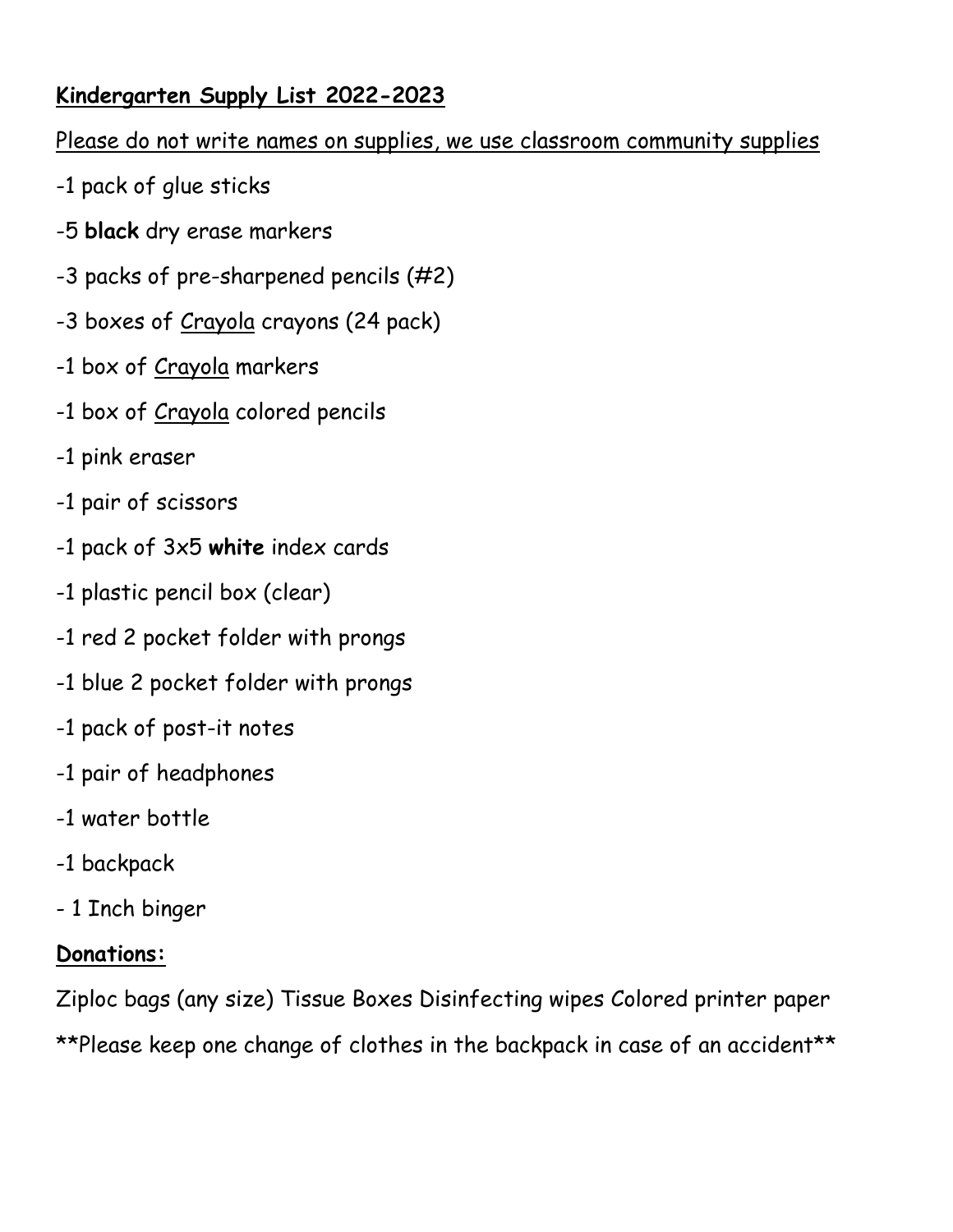**Kindergarten Supply List 2022-2023**

Please do not write names on supplies, we use classroom community supplies

-1 pack of glue sticks

-5 **black** dry erase markers

-3 packs of pre-sharpened pencils (#2)

-3 boxes of Crayola crayons (24 pack)

-1 box of Crayola markers

-1 box of Crayola colored pencils

-1 pink eraser

-1 pair of scissors

-1 pack of 3x5 **white** index cards

-1 plastic pencil box (clear)

-1 red 2 pocket folder with prongs

-1 blue 2 pocket folder with prongs

-1 pack of post-it notes

-1 pair of headphones

-1 water bottle

-1 backpack

- 1 Inch binger

**Donations:**

Ziploc bags (any size) Tissue Boxes Disinfecting wipes Colored printer paper

**Please keep one change of clothes in the backpack in case of an accident**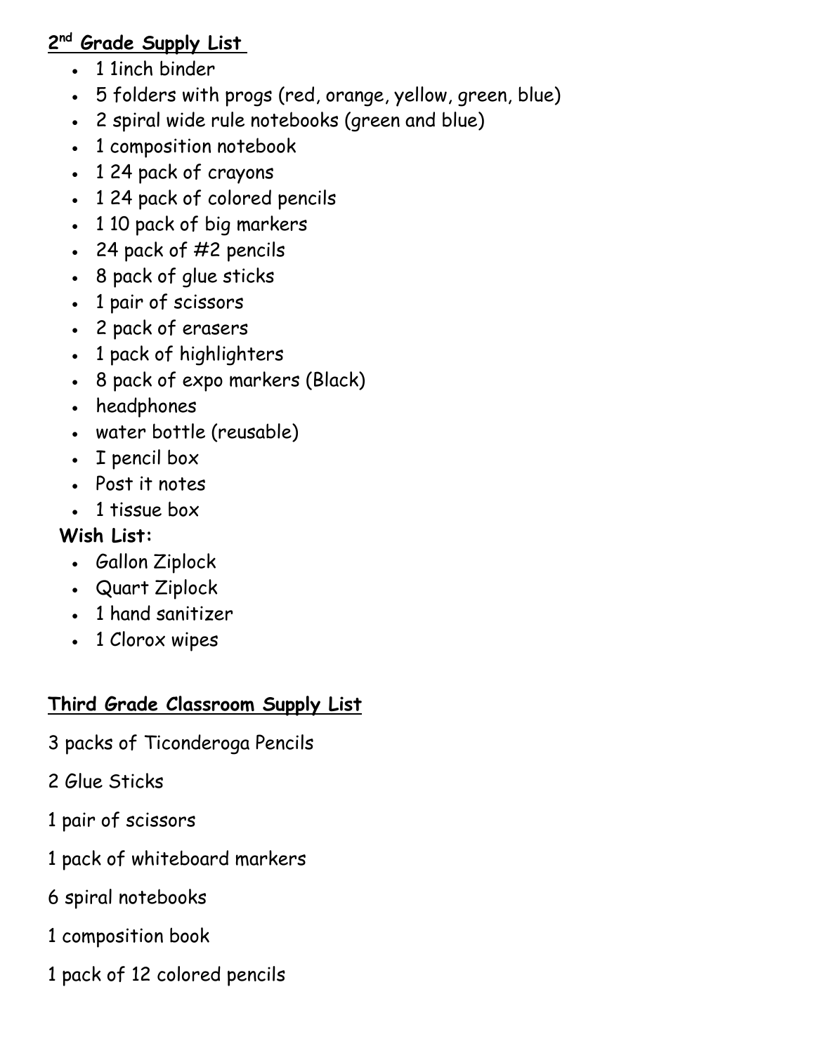## 2nd Grade Supply List

- 1 1inch binder
- 5 folders with progs (red, orange, yellow, green, blue)
- 2 spiral wide rule notebooks (green and blue)
- 1 composition notebook
- 1 24 pack of crayons
- 1 24 pack of colored pencils
- 1 10 pack of big markers
- 24 pack of #2 pencils
- 8 pack of glue sticks
- 1 pair of scissors
- 2 pack of erasers
- 1 pack of highlighters
- 8 pack of expo markers (Black)
- headphones
- water bottle (reusable)
- I pencil box
- Post it notes
- 1 tissue box

**Wish List:**

- Gallon Ziplock
- Quart Ziplock
- 1 hand sanitizer
- 1 Clorox wipes

## Third Grade Classroom Supply List

3 packs of Ticonderoga Pencils

2 Glue Sticks

1 pair of scissors

1 pack of whiteboard markers

6 spiral notebooks

1 composition book

1 pack of 12 colored pencils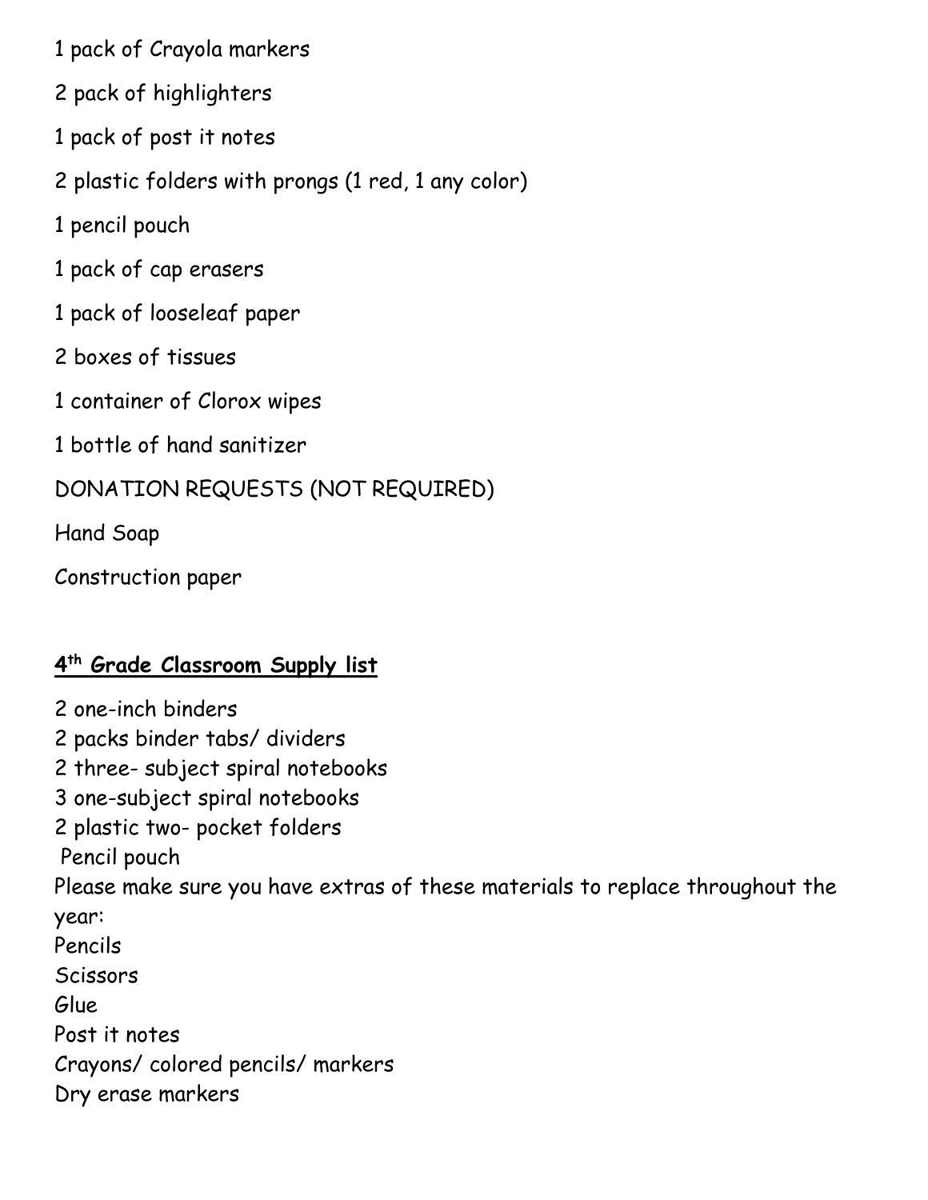1 pack of Crayola markers

2 pack of highlighters

1 pack of post it notes

2 plastic folders with prongs (1 red, 1 any color)

1 pencil pouch

1 pack of cap erasers

1 pack of looseleaf paper

2 boxes of tissues

1 container of Clorox wipes

1 bottle of hand sanitizer

DONATION REQUESTS (NOT REQUIRED)

Hand Soap

Construction paper

## 4th Grade Classroom Supply list

2 one-inch binders
2 packs binder tabs/ dividers
2 three- subject spiral notebooks
3 one-subject spiral notebooks
2 plastic two- pocket folders
Pencil pouch
Please make sure you have extras of these materials to replace throughout the year:
Pencils
Scissors
Glue
Post it notes
Crayons/ colored pencils/ markers
Dry erase markers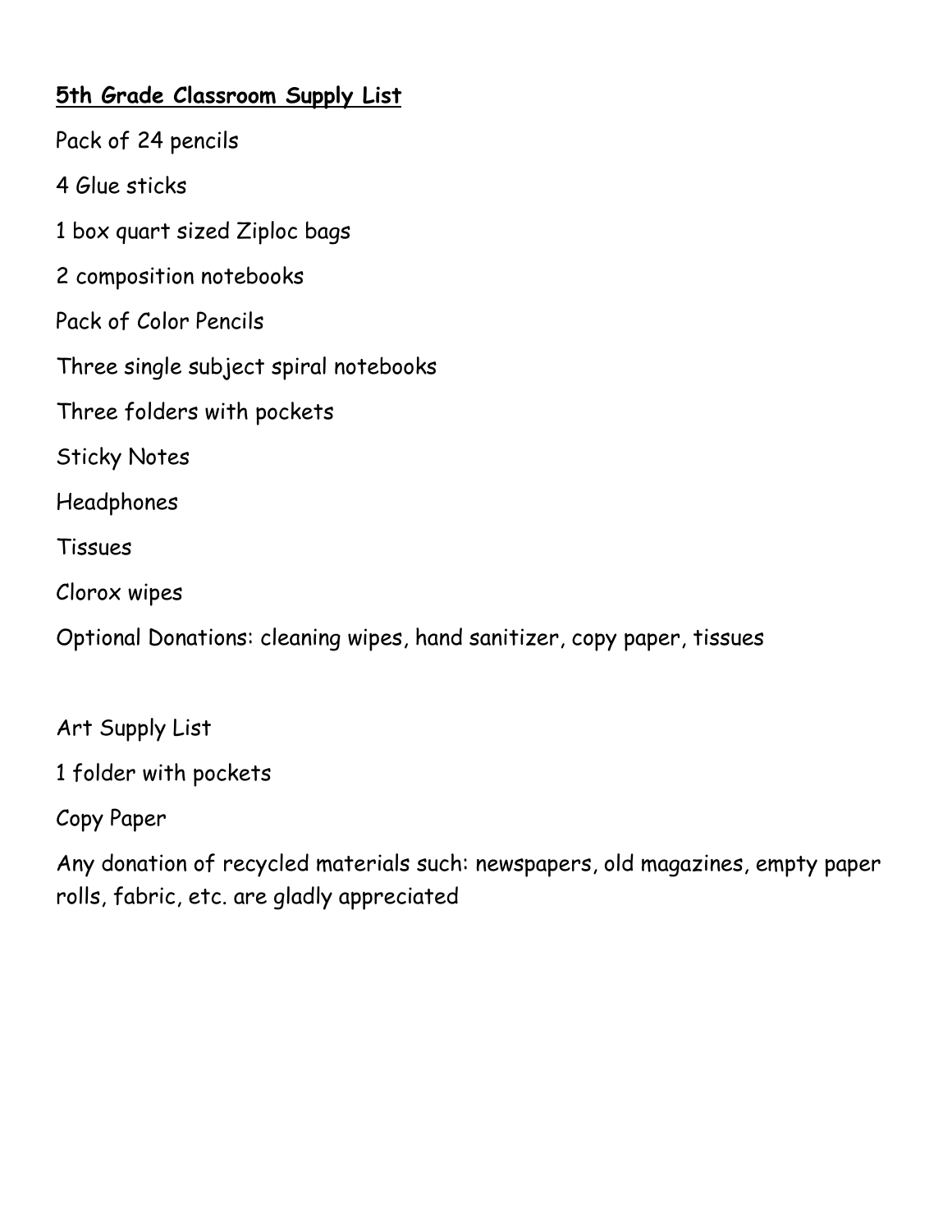**5th Grade Classroom Supply List**

Pack of 24 pencils

4 Glue sticks

1 box quart sized Ziploc bags

2 composition notebooks

Pack of Color Pencils

Three single subject spiral notebooks

Three folders with pockets

Sticky Notes

Headphones

Tissues

Clorox wipes

Optional Donations: cleaning wipes, hand sanitizer, copy paper, tissues

Art Supply List

1 folder with pockets

Copy Paper

Any donation of recycled materials such: newspapers, old magazines, empty paper rolls, fabric, etc. are gladly appreciated